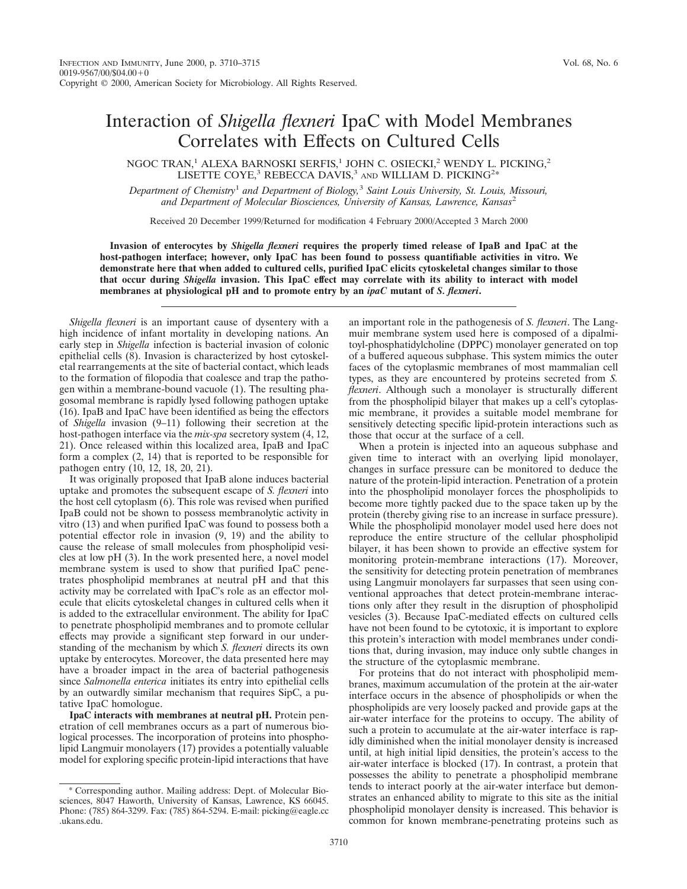# Interaction of *Shigella flexneri* IpaC with Model Membranes Correlates with Effects on Cultured Cells

NGOC TRAN,[1] ALEXA BARNOSKI SERFIS,[1] JOHN C. OSIECKI,[2] WENDY L. PICKING,[2] LISETTE COYE,[3] REBECCA DAVIS,[3] AND WILLIAM D. PICKING[2]*

*Department of Chemistry[1] and Department of Biology,[3] Saint Louis University, St. Louis, Missouri, and Department of Molecular Biosciences, University of Kansas, Lawrence, Kansas[2]*

Received 20 December 1999/Returned for modification 4 February 2000/Accepted 3 March 2000

**Invasion of enterocytes by *Shigella flexneri* requires the properly timed release of IpaB and IpaC at the host-pathogen interface; however, only IpaC has been found to possess quantifiable activities in vitro. We demonstrate here that when added to cultured cells, purified IpaC elicits cytoskeletal changes similar to those that occur during *Shigella* invasion. This IpaC effect may correlate with its ability to interact with model membranes at physiological pH and to promote entry by an *ipaC* mutant of *S. flexneri*.**

*Shigella flexneri* is an important cause of dysentery with a high incidence of infant mortality in developing nations. An early step in *Shigella* infection is bacterial invasion of colonic epithelial cells (8). Invasion is characterized by host cytoskeletal rearrangements at the site of bacterial contact, which leads to the formation of filopodia that coalesce and trap the pathogen within a membrane-bound vacuole (1). The resulting phagosomal membrane is rapidly lysed following pathogen uptake (16). IpaB and IpaC have been identified as being the effectors of *Shigella* invasion (9–11) following their secretion at the host-pathogen interface via the *mix-spa* secretory system (4, 12, 21). Once released within this localized area, IpaB and IpaC form a complex (2, 14) that is reported to be responsible for pathogen entry (10, 12, 18, 20, 21).

It was originally proposed that IpaB alone induces bacterial uptake and promotes the subsequent escape of *S. flexneri* into the host cell cytoplasm (6). This role was revised when purified IpaB could not be shown to possess membranolytic activity in vitro (13) and when purified IpaC was found to possess both a potential effector role in invasion (9, 19) and the ability to cause the release of small molecules from phospholipid vesicles at low pH (3). In the work presented here, a novel model membrane system is used to show that purified IpaC penetrates phospholipid membranes at neutral pH and that this activity may be correlated with IpaC's role as an effector molecule that elicits cytoskeletal changes in cultured cells when it is added to the extracellular environment. The ability for IpaC to penetrate phospholipid membranes and to promote cellular effects may provide a significant step forward in our understanding of the mechanism by which *S. flexneri* directs its own uptake by enterocytes. Moreover, the data presented here may have a broader impact in the area of bacterial pathogenesis since *Salmonella enterica* initiates its entry into epithelial cells by an outwardly similar mechanism that requires SipC, a putative IpaC homologue.

**IpaC interacts with membranes at neutral pH.** Protein penetration of cell membranes occurs as a part of numerous biological processes. The incorporation of proteins into phospholipid Langmuir monolayers (17) provides a potentially valuable model for exploring specific protein-lipid interactions that have an important role in the pathogenesis of *S. flexneri*. The Langmuir membrane system used here is composed of a dipalmitoyl-phosphatidylcholine (DPPC) monolayer generated on top of a buffered aqueous subphase. This system mimics the outer faces of the cytoplasmic membranes of most mammalian cell types, as they are encountered by proteins secreted from *S. flexneri*. Although such a monolayer is structurally different from the phospholipid bilayer that makes up a cell's cytoplasmic membrane, it provides a suitable model membrane for sensitively detecting specific lipid-protein interactions such as those that occur at the surface of a cell.

When a protein is injected into an aqueous subphase and given time to interact with an overlying lipid monolayer, changes in surface pressure can be monitored to deduce the nature of the protein-lipid interaction. Penetration of a protein into the phospholipid monolayer forces the phospholipids to become more tightly packed due to the space taken up by the protein (thereby giving rise to an increase in surface pressure). While the phospholipid monolayer model used here does not reproduce the entire structure of the cellular phospholipid bilayer, it has been shown to provide an effective system for monitoring protein-membrane interactions (17). Moreover, the sensitivity for detecting protein penetration of membranes using Langmuir monolayers far surpasses that seen using conventional approaches that detect protein-membrane interactions only after they result in the disruption of phospholipid vesicles (3). Because IpaC-mediated effects on cultured cells have not been found to be cytotoxic, it is important to explore this protein's interaction with model membranes under conditions that, during invasion, may induce only subtle changes in the structure of the cytoplasmic membrane.

For proteins that do not interact with phospholipid membranes, maximum accumulation of the protein at the air-water interface occurs in the absence of phospholipids or when the phospholipids are very loosely packed and provide gaps at the air-water interface for the proteins to occupy. The ability of such a protein to accumulate at the air-water interface is rapidly diminished when the initial monolayer density is increased until, at high initial lipid densities, the protein's access to the air-water interface is blocked (17). In contrast, a protein that possesses the ability to penetrate a phospholipid membrane tends to interact poorly at the air-water interface but demonstrates an enhanced ability to migrate to this site as the initial phospholipid monolayer density is increased. This behavior is common for known membrane-penetrating proteins such as

\* Corresponding author. Mailing address: Dept. of Molecular Biosciences, 8047 Haworth, University of Kansas, Lawrence, KS 66045. Phone: (785) 864-3299. Fax: (785) 864-5294. E-mail: picking@eagle.cc.ukans.edu.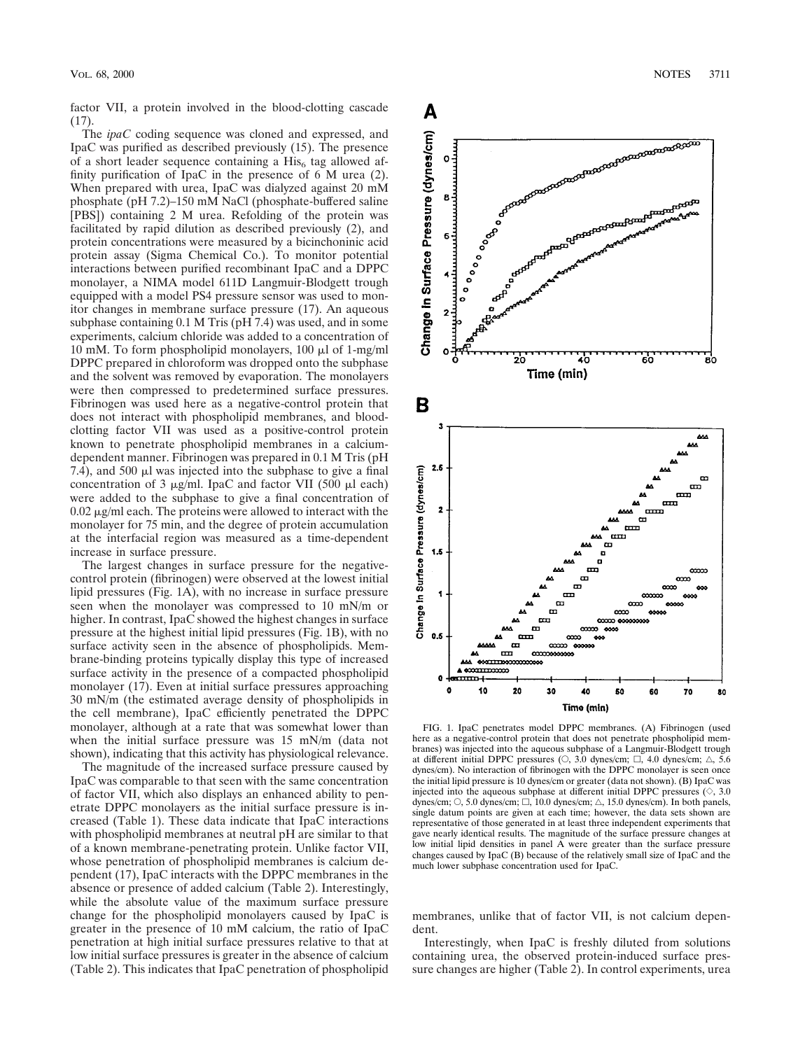factor VII, a protein involved in the blood-clotting cascade (17).

The *ipaC* coding sequence was cloned and expressed, and IpaC was purified as described previously (15). The presence of a short leader sequence containing a $His_6$ tag allowed affinity purification of IpaC in the presence of 6 M urea (2). When prepared with urea, IpaC was dialyzed against 20 mM phosphate (pH 7.2)–150 mM NaCl (phosphate-buffered saline [PBS]) containing 2 M urea. Refolding of the protein was facilitated by rapid dilution as described previously (2), and protein concentrations were measured by a bicinchoninic acid protein assay (Sigma Chemical Co.). To monitor potential interactions between purified recombinant IpaC and a DPPC monolayer, a NIMA model 611D Langmuir-Blodgett trough equipped with a model PS4 pressure sensor was used to monitor changes in membrane surface pressure (17). An aqueous subphase containing 0.1 M Tris (pH 7.4) was used, and in some experiments, calcium chloride was added to a concentration of 10 mM. To form phospholipid monolayers, 100 μl of 1-mg/ml DPPC prepared in chloroform was dropped onto the subphase and the solvent was removed by evaporation. The monolayers were then compressed to predetermined surface pressures. Fibrinogen was used here as a negative-control protein that does not interact with phospholipid membranes, and blood-clotting factor VII was used as a positive-control protein known to penetrate phospholipid membranes in a calcium-dependent manner. Fibrinogen was prepared in 0.1 M Tris (pH 7.4), and 500 μl was injected into the subphase to give a final concentration of 3 μg/ml. IpaC and factor VII (500 μl each) were added to the subphase to give a final concentration of 0.02 μg/ml each. The proteins were allowed to interact with the monolayer for 75 min, and the degree of protein accumulation at the interfacial region was measured as a time-dependent increase in surface pressure.

The largest changes in surface pressure for the negative-control protein (fibrinogen) were observed at the lowest initial lipid pressures (Fig. 1A), with no increase in surface pressure seen when the monolayer was compressed to 10 mN/m or higher. In contrast, IpaC showed the highest changes in surface pressure at the highest initial lipid pressures (Fig. 1B), with no surface activity seen in the absence of phospholipids. Membrane-binding proteins typically display this type of increased surface activity in the presence of a compacted phospholipid monolayer (17). Even at initial surface pressures approaching 30 mN/m (the estimated average density of phospholipids in the cell membrane), IpaC efficiently penetrated the DPPC monolayer, although at a rate that was somewhat lower than when the initial surface pressure was 15 mN/m (data not shown), indicating that this activity has physiological relevance.

The magnitude of the increased surface pressure caused by IpaC was comparable to that seen with the same concentration of factor VII, which also displays an enhanced ability to penetrate DPPC monolayers as the initial surface pressure is increased (Table 1). These data indicate that IpaC interactions with phospholipid membranes at neutral pH are similar to that of a known membrane-penetrating protein. Unlike factor VII, whose penetration of phospholipid membranes is calcium dependent (17), IpaC interacts with the DPPC membranes in the absence or presence of added calcium (Table 2). Interestingly, while the absolute value of the maximum surface pressure change for the phospholipid monolayers caused by IpaC is greater in the presence of 10 mM calcium, the ratio of IpaC penetration at high initial surface pressures relative to that at low initial surface pressures is greater in the absence of calcium (Table 2). This indicates that IpaC penetration of phospholipid membranes, unlike that of factor VII, is not calcium dependent.

Interestingly, when IpaC is freshly diluted from solutions containing urea, the observed protein-induced surface pressure changes are higher (Table 2). In control experiments, urea

FIG. 1. IpaC penetrates model DPPC membranes. (A) Fibrinogen (used here as a negative-control protein that does not penetrate phospholipid membranes) was injected into the aqueous subphase of a Langmuir-Blodgett trough at different initial DPPC pressures (○, 3.0 dynes/cm; □, 4.0 dynes/cm; △, 5.6 dynes/cm). No interaction of fibrinogen with the DPPC monolayer is seen once the initial lipid pressure is 10 dynes/cm or greater (data not shown). (B) IpaC was injected into the aqueous subphase at different initial DPPC pressures (◇, 3.0 dynes/cm; ○, 5.0 dynes/cm; □, 10.0 dynes/cm; △, 15.0 dynes/cm). In both panels, single datum points are given at each time; however, the data sets shown are representative of those generated in at least three independent experiments that gave nearly identical results. The magnitude of the surface pressure changes at low initial lipid densities in panel A were greater than the surface pressure changes caused by IpaC (B) because of the relatively small size of IpaC and the much lower subphase concentration used for IpaC.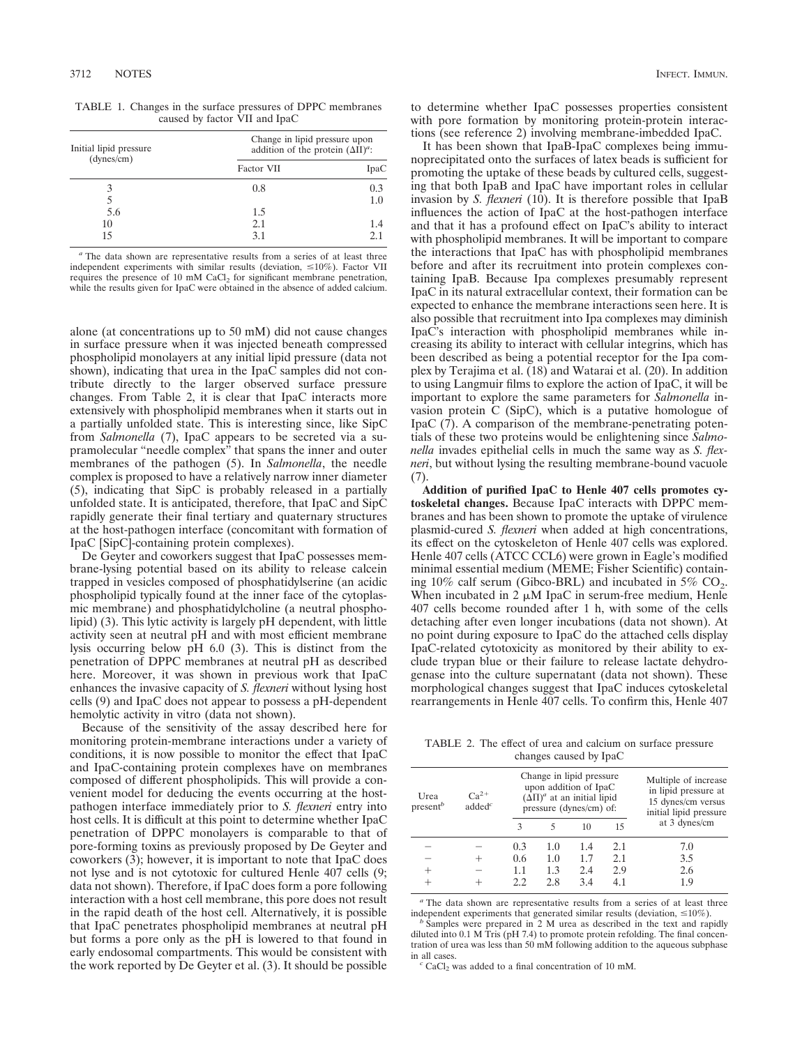TABLE 1. Changes in the surface pressures of DPPC membranes caused by factor VII and IpaC

| Initial lipid pressure (dynes/cm) | Change in lipid pressure upon addition of the protein ($\Delta\Pi$)[a]: | |
|---|---|---|
| | Factor VII | IpaC |
| 3 | 0.8 | 0.3 |
| 5 | | 1.0 |
| 5.6 | 1.5 | |
| 10 | 2.1 | 1.4 |
| 15 | 3.1 | 2.1 |

[a] The data shown are representative results from a series of at least three independent experiments with similar results (deviation, ≤10%). Factor VII requires the presence of 10 mM $CaCl_2$ for significant membrane penetration, while the results given for IpaC were obtained in the absence of added calcium.

alone (at concentrations up to 50 mM) did not cause changes in surface pressure when it was injected beneath compressed phospholipid monolayers at any initial lipid pressure (data not shown), indicating that urea in the IpaC samples did not contribute directly to the larger observed surface pressure changes. From Table 2, it is clear that IpaC interacts more extensively with phospholipid membranes when it starts out in a partially unfolded state. This is interesting since, like SipC from *Salmonella* (7), IpaC appears to be secreted via a supramolecular "needle complex" that spans the inner and outer membranes of the pathogen (5). In *Salmonella*, the needle complex is proposed to have a relatively narrow inner diameter (5), indicating that SipC is probably released in a partially unfolded state. It is anticipated, therefore, that IpaC and SipC rapidly generate their final tertiary and quaternary structures at the host-pathogen interface (concomitant with formation of IpaC [SipC]-containing protein complexes).

De Geyter and coworkers suggest that IpaC possesses membrane-lysing potential based on its ability to release calcein trapped in vesicles composed of phosphatidylserine (an acidic phospholipid typically found at the inner face of the cytoplasmic membrane) and phosphatidylcholine (a neutral phospholipid) (3). This lytic activity is largely pH dependent, with little activity seen at neutral pH and with most efficient membrane lysis occurring below pH 6.0 (3). This is distinct from the penetration of DPPC membranes at neutral pH as described here. Moreover, it was shown in previous work that IpaC enhances the invasive capacity of *S. flexneri* without lysing host cells (9) and IpaC does not appear to possess a pH-dependent hemolytic activity in vitro (data not shown).

Because of the sensitivity of the assay described here for monitoring protein-membrane interactions under a variety of conditions, it is now possible to monitor the effect that IpaC and IpaC-containing protein complexes have on membranes composed of different phospholipids. This will provide a convenient model for deducing the events occurring at the host-pathogen interface immediately prior to *S. flexneri* entry into host cells. It is difficult at this point to determine whether IpaC penetration of DPPC monolayers is comparable to that of pore-forming toxins as previously proposed by De Geyter and coworkers (3); however, it is important to note that IpaC does not lyse and is not cytotoxic for cultured Henle 407 cells (9; data not shown). Therefore, if IpaC does form a pore following interaction with a host cell membrane, this pore does not result in the rapid death of the host cell. Alternatively, it is possible that IpaC penetrates phospholipid membranes at neutral pH but forms a pore only as the pH is lowered to that found in early endosomal compartments. This would be consistent with the work reported by De Geyter et al. (3). It should be possible to determine whether IpaC possesses properties consistent with pore formation by monitoring protein-protein interactions (see reference 2) involving membrane-imbedded IpaC.

It has been shown that IpaB-IpaC complexes being immunoprecipitated onto the surfaces of latex beads is sufficient for promoting the uptake of these beads by cultured cells, suggesting that both IpaB and IpaC have important roles in cellular invasion by *S. flexneri* (10). It is therefore possible that IpaB influences the action of IpaC at the host-pathogen interface and that it has a profound effect on IpaC's ability to interact with phospholipid membranes. It will be important to compare the interactions that IpaC has with phospholipid membranes before and after its recruitment into protein complexes containing IpaB. Because Ipa complexes presumably represent IpaC in its natural extracellular context, their formation can be expected to enhance the membrane interactions seen here. It is also possible that recruitment into Ipa complexes may diminish IpaC's interaction with phospholipid membranes while increasing its ability to interact with cellular integrins, which has been described as being a potential receptor for the Ipa complex by Terajima et al. (18) and Watarai et al. (20). In addition to using Langmuir films to explore the action of IpaC, it will be important to explore the same parameters for *Salmonella* invasion protein C (SipC), which is a putative homologue of IpaC (7). A comparison of the membrane-penetrating potentials of these two proteins would be enlightening since *Salmonella* invades epithelial cells in much the same way as *S. flexneri*, but without lysing the resulting membrane-bound vacuole (7).

**Addition of purified IpaC to Henle 407 cells promotes cytoskeletal changes.** Because IpaC interacts with DPPC membranes and has been shown to promote the uptake of virulence plasmid-cured *S. flexneri* when added at high concentrations, its effect on the cytoskeleton of Henle 407 cells was explored. Henle 407 cells (ATCC CCL6) were grown in Eagle's modified minimal essential medium (MEME; Fisher Scientific) containing 10% calf serum (Gibco-BRL) and incubated in 5% $CO_2$. When incubated in 2 μM IpaC in serum-free medium, Henle 407 cells become rounded after 1 h, with some of the cells detaching after even longer incubations (data not shown). At no point during exposure to IpaC do the attached cells display IpaC-related cytotoxicity as monitored by their ability to exclude trypan blue or their failure to release lactate dehydrogenase into the culture supernatant (data not shown). These morphological changes suggest that IpaC induces cytoskeletal rearrangements in Henle 407 cells. To confirm this, Henle 407

TABLE 2. The effect of urea and calcium on surface pressure changes caused by IpaC

| Urea present[b] | $Ca^{2+}$ added[c] | Change in lipid pressure upon addition of IpaC ($\Delta\Pi$)[a] at an initial lipid pressure (dynes/cm) of: | | | | Multiple of increase in lipid pressure at 15 dynes/cm versus initial lipid pressure at 3 dynes/cm |
|---|---|---|---|---|---|---|
| | | 3 | 5 | 10 | 15 | |
| − | − | 0.3 | 1.0 | 1.4 | 2.1 | 7.0 |
| − | + | 0.6 | 1.0 | 1.7 | 2.1 | 3.5 |
| + | − | 1.1 | 1.3 | 2.4 | 2.9 | 2.6 |
| + | + | 2.2 | 2.8 | 3.4 | 4.1 | 1.9 |

[a] The data shown are representative results from a series of at least three independent experiments that generated similar results (deviation, ≤10%).

[b] Samples were prepared in 2 M urea as described in the text and rapidly diluted into 0.1 M Tris (pH 7.4) to promote protein refolding. The final concentration of urea was less than 50 mM following addition to the aqueous subphase in all cases.

[c] $CaCl_2$ was added to a final concentration of 10 mM.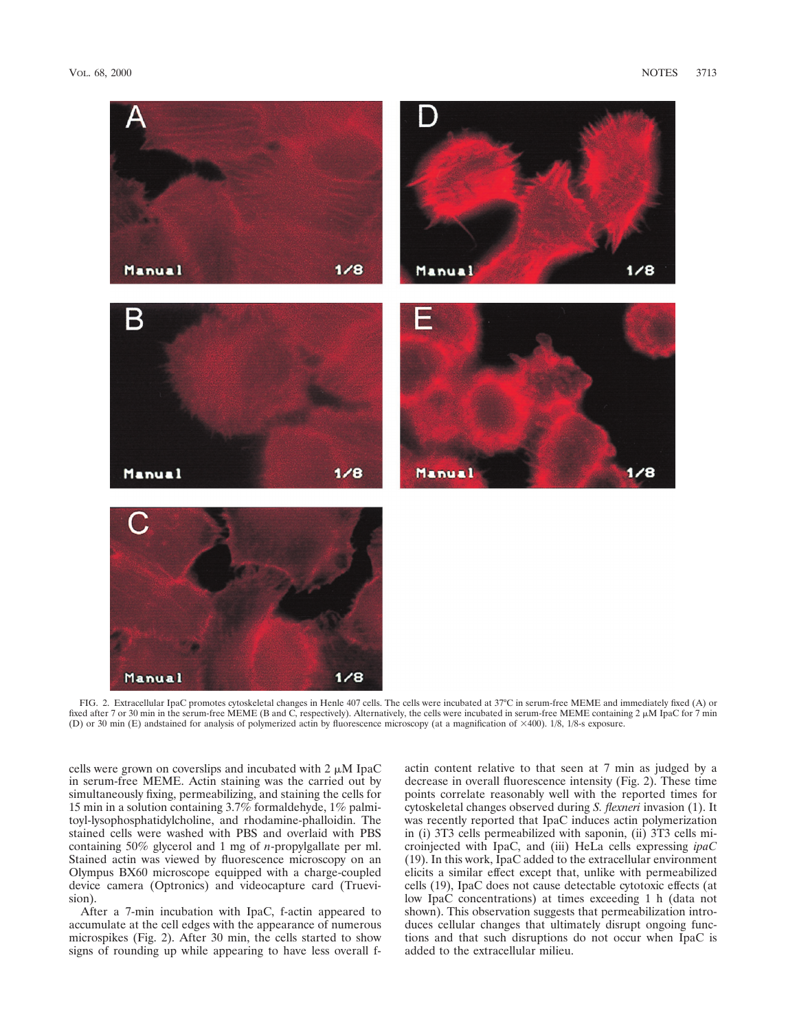FIG. 2. Extracellular IpaC promotes cytoskeletal changes in Henle 407 cells. The cells were incubated at 37°C in serum-free MEME and immediately fixed (A) or fixed after 7 or 30 min in the serum-free MEME (B and C, respectively). Alternatively, the cells were incubated in serum-free MEME containing 2 μM IpaC for 7 min (D) or 30 min (E) andstained for analysis of polymerized actin by fluorescence microscopy (at a magnification of ×400). 1/8, 1/8-s exposure.

cells were grown on coverslips and incubated with 2 μM IpaC in serum-free MEME. Actin staining was the carried out by simultaneously fixing, permeabilizing, and staining the cells for 15 min in a solution containing 3.7% formaldehyde, 1% palmitoyl-lysophosphatidylcholine, and rhodamine-phalloidin. The stained cells were washed with PBS and overlaid with PBS containing 50% glycerol and 1 mg of *n*-propylgallate per ml. Stained actin was viewed by fluorescence microscopy on an Olympus BX60 microscope equipped with a charge-coupled device camera (Optronics) and videocapture card (Truevision).

After a 7-min incubation with IpaC, f-actin appeared to accumulate at the cell edges with the appearance of numerous microspikes (Fig. 2). After 30 min, the cells started to show signs of rounding up while appearing to have less overall f-actin content relative to that seen at 7 min as judged by a decrease in overall fluorescence intensity (Fig. 2). These time points correlate reasonably well with the reported times for cytoskeletal changes observed during *S. flexneri* invasion (1). It was recently reported that IpaC induces actin polymerization in (i) 3T3 cells permeabilized with saponin, (ii) 3T3 cells microinjected with IpaC, and (iii) HeLa cells expressing *ipaC* (19). In this work, IpaC added to the extracellular environment elicits a similar effect except that, unlike with permeabilized cells (19), IpaC does not cause detectable cytotoxic effects (at low IpaC concentrations) at times exceeding 1 h (data not shown). This observation suggests that permeabilization introduces cellular changes that ultimately disrupt ongoing functions and that such disruptions do not occur when IpaC is added to the extracellular milieu.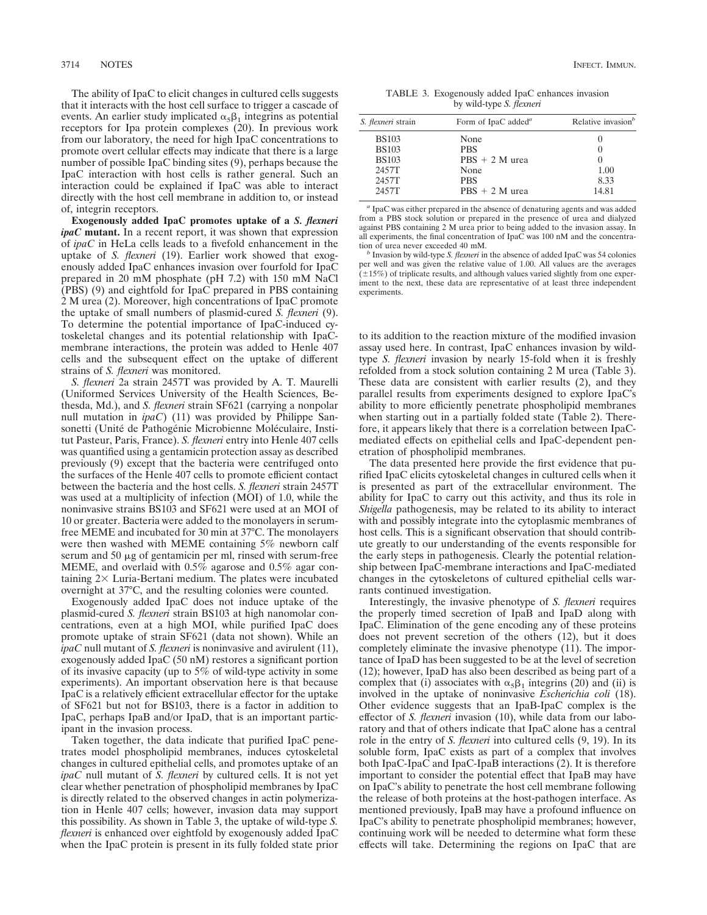The ability of IpaC to elicit changes in cultured cells suggests that it interacts with the host cell surface to trigger a cascade of events. An earlier study implicated $\alpha_5\beta_1$ integrins as potential receptors for Ipa protein complexes (20). In previous work from our laboratory, the need for high IpaC concentrations to promote overt cellular effects may indicate that there is a large number of possible IpaC binding sites (9), perhaps because the IpaC interaction with host cells is rather general. Such an interaction could be explained if IpaC was able to interact directly with the host cell membrane in addition to, or instead of, integrin receptors.

**Exogenously added IpaC promotes uptake of a *S. flexneri ipaC* mutant.** In a recent report, it was shown that expression of *ipaC* in HeLa cells leads to a fivefold enhancement in the uptake of *S. flexneri* (19). Earlier work showed that exogenously added IpaC enhances invasion over fourfold for IpaC prepared in 20 mM phosphate (pH 7.2) with 150 mM NaCl (PBS) (9) and eightfold for IpaC prepared in PBS containing 2 M urea (2). Moreover, high concentrations of IpaC promote the uptake of small numbers of plasmid-cured *S. flexneri* (9). To determine the potential importance of IpaC-induced cytoskeletal changes and its potential relationship with IpaC-membrane interactions, the protein was added to Henle 407 cells and the subsequent effect on the uptake of different strains of *S. flexneri* was monitored.

*S. flexneri* 2a strain 2457T was provided by A. T. Maurelli (Uniformed Services University of the Health Sciences, Bethesda, Md.), and *S. flexneri* strain SF621 (carrying a nonpolar null mutation in *ipaC*) (11) was provided by Philippe Sansonetti (Unité de Pathogénie Microbienne Moléculaire, Institut Pasteur, Paris, France). *S. flexneri* entry into Henle 407 cells was quantified using a gentamicin protection assay as described previously (9) except that the bacteria were centrifuged onto the surfaces of the Henle 407 cells to promote efficient contact between the bacteria and the host cells. *S. flexneri* strain 2457T was used at a multiplicity of infection (MOI) of 1.0, while the noninvasive strains BS103 and SF621 were used at an MOI of 10 or greater. Bacteria were added to the monolayers in serum-free MEME and incubated for 30 min at 37°C. The monolayers were then washed with MEME containing 5% newborn calf serum and 50 μg of gentamicin per ml, rinsed with serum-free MEME, and overlaid with 0.5% agarose and 0.5% agar containing 2× Luria-Bertani medium. The plates were incubated overnight at 37°C, and the resulting colonies were counted.

Exogenously added IpaC does not induce uptake of the plasmid-cured *S. flexneri* strain BS103 at high nanomolar concentrations, even at a high MOI, while purified IpaC does promote uptake of strain SF621 (data not shown). While an *ipaC* null mutant of *S. flexneri* is noninvasive and avirulent (11), exogenously added IpaC (50 nM) restores a significant portion of its invasive capacity (up to 5% of wild-type activity in some experiments). An important observation here is that because IpaC is a relatively efficient extracellular effector for the uptake of SF621 but not for BS103, there is a factor in addition to IpaC, perhaps IpaB and/or IpaD, that is an important participant in the invasion process.

Taken together, the data indicate that purified IpaC penetrates model phospholipid membranes, induces cytoskeletal changes in cultured epithelial cells, and promotes uptake of an *ipaC* null mutant of *S. flexneri* by cultured cells. It is not yet clear whether penetration of phospholipid membranes by IpaC is directly related to the observed changes in actin polymerization in Henle 407 cells; however, invasion data may support this possibility. As shown in Table 3, the uptake of wild-type *S. flexneri* is enhanced over eightfold by exogenously added IpaC when the IpaC protein is present in its fully folded state prior to its addition to the reaction mixture of the modified invasion assay used here. In contrast, IpaC enhances invasion by wild-type *S. flexneri* invasion by nearly 15-fold when it is freshly refolded from a stock solution containing 2 M urea (Table 3). These data are consistent with earlier results (2), and they parallel results from experiments designed to explore IpaC's ability to more efficiently penetrate phospholipid membranes when starting out in a partially folded state (Table 2). Therefore, it appears likely that there is a correlation between IpaC-mediated effects on epithelial cells and IpaC-dependent penetration of phospholipid membranes.

TABLE 3. Exogenously added IpaC enhances invasion by wild-type *S. flexneri*

| *S. flexneri* strain | Form of IpaC added[a] | Relative invasion[b] |
|---|---|---|
| BS103 | None | 0 |
| BS103 | PBS | 0 |
| BS103 | PBS + 2 M urea | 0 |
| 2457T | None | 1.00 |
| 2457T | PBS | 8.33 |
| 2457T | PBS + 2 M urea | 14.81 |

[a] IpaC was either prepared in the absence of denaturing agents and was added from a PBS stock solution or prepared in the presence of urea and dialyzed against PBS containing 2 M urea prior to being added to the invasion assay. In all experiments, the final concentration of IpaC was 100 nM and the concentration of urea never exceeded 40 mM.

[b] Invasion by wild-type *S. flexneri* in the absence of added IpaC was 54 colonies per well and was given the relative value of 1.00. All values are the averages (±15%) of triplicate results, and although values varied slightly from one experiment to the next, these data are representative of at least three independent experiments.

The data presented here provide the first evidence that purified IpaC elicits cytoskeletal changes in cultured cells when it is presented as part of the extracellular environment. The ability for IpaC to carry out this activity, and thus its role in *Shigella* pathogenesis, may be related to its ability to interact with and possibly integrate into the cytoplasmic membranes of host cells. This is a significant observation that should contribute greatly to our understanding of the events responsible for the early steps in pathogenesis. Clearly the potential relationship between IpaC-membrane interactions and IpaC-mediated changes in the cytoskeletons of cultured epithelial cells warrants continued investigation.

Interestingly, the invasive phenotype of *S. flexneri* requires the properly timed secretion of IpaB and IpaD along with IpaC. Elimination of the gene encoding any of these proteins does not prevent secretion of the others (12), but it does completely eliminate the invasive phenotype (11). The importance of IpaD has been suggested to be at the level of secretion (12); however, IpaD has also been described as being part of a complex that (i) associates with $\alpha_5\beta_1$ integrins (20) and (ii) is involved in the uptake of noninvasive *Escherichia coli* (18). Other evidence suggests that an IpaB-IpaC complex is the effector of *S. flexneri* invasion (10), while data from our laboratory and that of others indicate that IpaC alone has a central role in the entry of *S. flexneri* into cultured cells (9, 19). In its soluble form, IpaC exists as part of a complex that involves both IpaC-IpaC and IpaC-IpaB interactions (2). It is therefore important to consider the potential effect that IpaB may have on IpaC's ability to penetrate the host cell membrane following the release of both proteins at the host-pathogen interface. As mentioned previously, IpaB may have a profound influence on IpaC's ability to penetrate phospholipid membranes; however, continuing work will be needed to determine what form these effects will take. Determining the regions on IpaC that are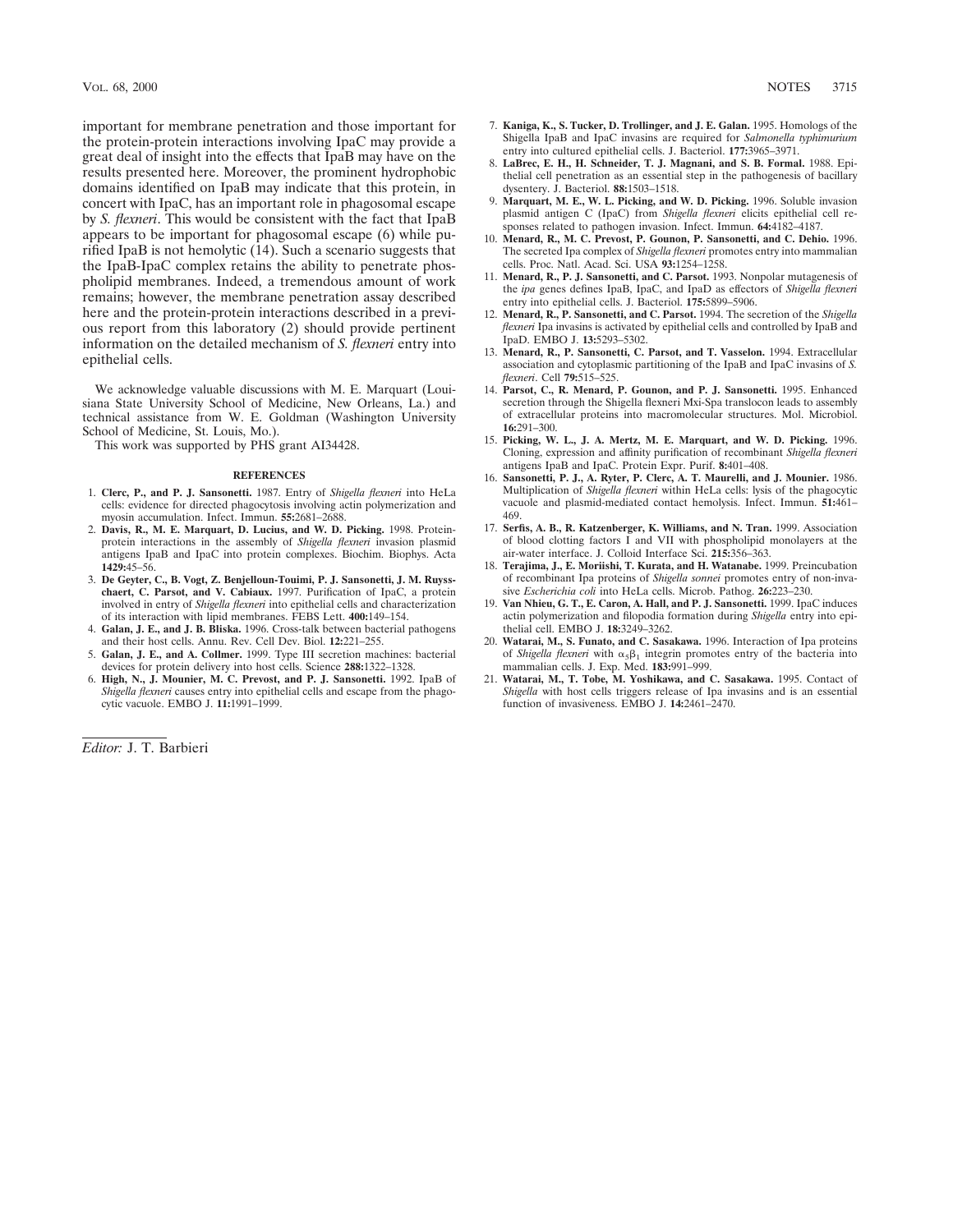important for membrane penetration and those important for the protein-protein interactions involving IpaC may provide a great deal of insight into the effects that IpaB may have on the results presented here. Moreover, the prominent hydrophobic domains identified on IpaB may indicate that this protein, in concert with IpaC, has an important role in phagosomal escape by *S. flexneri*. This would be consistent with the fact that IpaB appears to be important for phagosomal escape (6) while purified IpaB is not hemolytic (14). Such a scenario suggests that the IpaB-IpaC complex retains the ability to penetrate phospholipid membranes. Indeed, a tremendous amount of work remains; however, the membrane penetration assay described here and the protein-protein interactions described in a previous report from this laboratory (2) should provide pertinent information on the detailed mechanism of *S. flexneri* entry into epithelial cells.

We acknowledge valuable discussions with M. E. Marquart (Louisiana State University School of Medicine, New Orleans, La.) and technical assistance from W. E. Goldman (Washington University School of Medicine, St. Louis, Mo.).

This work was supported by PHS grant AI34428.

## REFERENCES

1. **Clerc, P., and P. J. Sansonetti.** 1987. Entry of *Shigella flexneri* into HeLa cells: evidence for directed phagocytosis involving actin polymerization and myosin accumulation. Infect. Immun. **55:**2681–2688.
2. **Davis, R., M. E. Marquart, D. Lucius, and W. D. Picking.** 1998. Protein-protein interactions in the assembly of *Shigella flexneri* invasion plasmid antigens IpaB and IpaC into protein complexes. Biochim. Biophys. Acta **1429:**45–56.
3. **De Geyter, C., B. Vogt, Z. Benjelloun-Touimi, P. J. Sansonetti, J. M. Ruysschaert, C. Parsot, and V. Cabiaux.** 1997. Purification of IpaC, a protein involved in entry of *Shigella flexneri* into epithelial cells and characterization of its interaction with lipid membranes. FEBS Lett. **400:**149–154.
4. **Galan, J. E., and J. B. Bliska.** 1996. Cross-talk between bacterial pathogens and their host cells. Annu. Rev. Cell Dev. Biol. **12:**221–255.
5. **Galan, J. E., and A. Collmer.** 1999. Type III secretion machines: bacterial devices for protein delivery into host cells. Science **288:**1322–1328.
6. **High, N., J. Mounier, M. C. Prevost, and P. J. Sansonetti.** 1992. IpaB of *Shigella flexneri* causes entry into epithelial cells and escape from the phagocytic vacuole. EMBO J. **11:**1991–1999.
7. **Kaniga, K., S. Tucker, D. Trollinger, and J. E. Galan.** 1995. Homologs of the Shigella IpaB and IpaC invasins are required for *Salmonella typhimurium* entry into cultured epithelial cells. J. Bacteriol. **177:**3965–3971.
8. **LaBrec, E. H., H. Schneider, T. J. Magnani, and S. B. Formal.** 1988. Epithelial cell penetration as an essential step in the pathogenesis of bacillary dysentery. J. Bacteriol. **88:**1503–1518.
9. **Marquart, M. E., W. L. Picking, and W. D. Picking.** 1996. Soluble invasion plasmid antigen C (IpaC) from *Shigella flexneri* elicits epithelial cell responses related to pathogen invasion. Infect. Immun. **64:**4182–4187.
10. **Menard, R., M. C. Prevost, P. Gounon, P. Sansonetti, and C. Dehio.** 1996. The secreted Ipa complex of *Shigella flexneri* promotes entry into mammalian cells. Proc. Natl. Acad. Sci. USA **93:**1254–1258.
11. **Menard, R., P. J. Sansonetti, and C. Parsot.** 1993. Nonpolar mutagenesis of the *ipa* genes defines IpaB, IpaC, and IpaD as effectors of *Shigella flexneri* entry into epithelial cells. J. Bacteriol. **175:**5899–5906.
12. **Menard, R., P. Sansonetti, and C. Parsot.** 1994. The secretion of the *Shigella flexneri* Ipa invasins is activated by epithelial cells and controlled by IpaB and IpaD. EMBO J. **13:**5293–5302.
13. **Menard, R., P. Sansonetti, C. Parsot, and T. Vasselon.** 1994. Extracellular association and cytoplasmic partitioning of the IpaB and IpaC invasins of *S. flexneri*. Cell **79:**515–525.
14. **Parsot, C., R. Menard, P. Gounon, and P. J. Sansonetti.** 1995. Enhanced secretion through the Shigella flexneri Mxi-Spa translocon leads to assembly of extracellular proteins into macromolecular structures. Mol. Microbiol. **16:**291–300.
15. **Picking, W. L., J. A. Mertz, M. E. Marquart, and W. D. Picking.** 1996. Cloning, expression and affinity purification of recombinant *Shigella flexneri* antigens IpaB and IpaC. Protein Expr. Purif. **8:**401–408.
16. **Sansonetti, P. J., A. Ryter, P. Clerc, A. T. Maurelli, and J. Mounier.** 1986. Multiplication of *Shigella flexneri* within HeLa cells: lysis of the phagocytic vacuole and plasmid-mediated contact hemolysis. Infect. Immun. **51:**461–469.
17. **Serfis, A. B., R. Katzenberger, K. Williams, and N. Tran.** 1999. Association of blood clotting factors I and VII with phospholipid monolayers at the air-water interface. J. Colloid Interface Sci. **215:**356–363.
18. **Terajima, J., E. Moriishi, T. Kurata, and H. Watanabe.** 1999. Preincubation of recombinant Ipa proteins of *Shigella sonnei* promotes entry of non-invasive *Escherichia coli* into HeLa cells. Microb. Pathog. **26:**223–230.
19. **Van Nhieu, G. T., E. Caron, A. Hall, and P. J. Sansonetti.** 1999. IpaC induces actin polymerization and filopodia formation during *Shigella* entry into epithelial cell. EMBO J. **18:**3249–3262.
20. **Watarai, M., S. Funato, and C. Sasakawa.** 1996. Interaction of Ipa proteins of *Shigella flexneri* with $\alpha_5\beta_1$ integrin promotes entry of the bacteria into mammalian cells. J. Exp. Med. **183:**991–999.
21. **Watarai, M., T. Tobe, M. Yoshikawa, and C. Sasakawa.** 1995. Contact of *Shigella* with host cells triggers release of Ipa invasins and is an essential function of invasiveness. EMBO J. **14:**2461–2470.

*Editor:* J. T. Barbieri